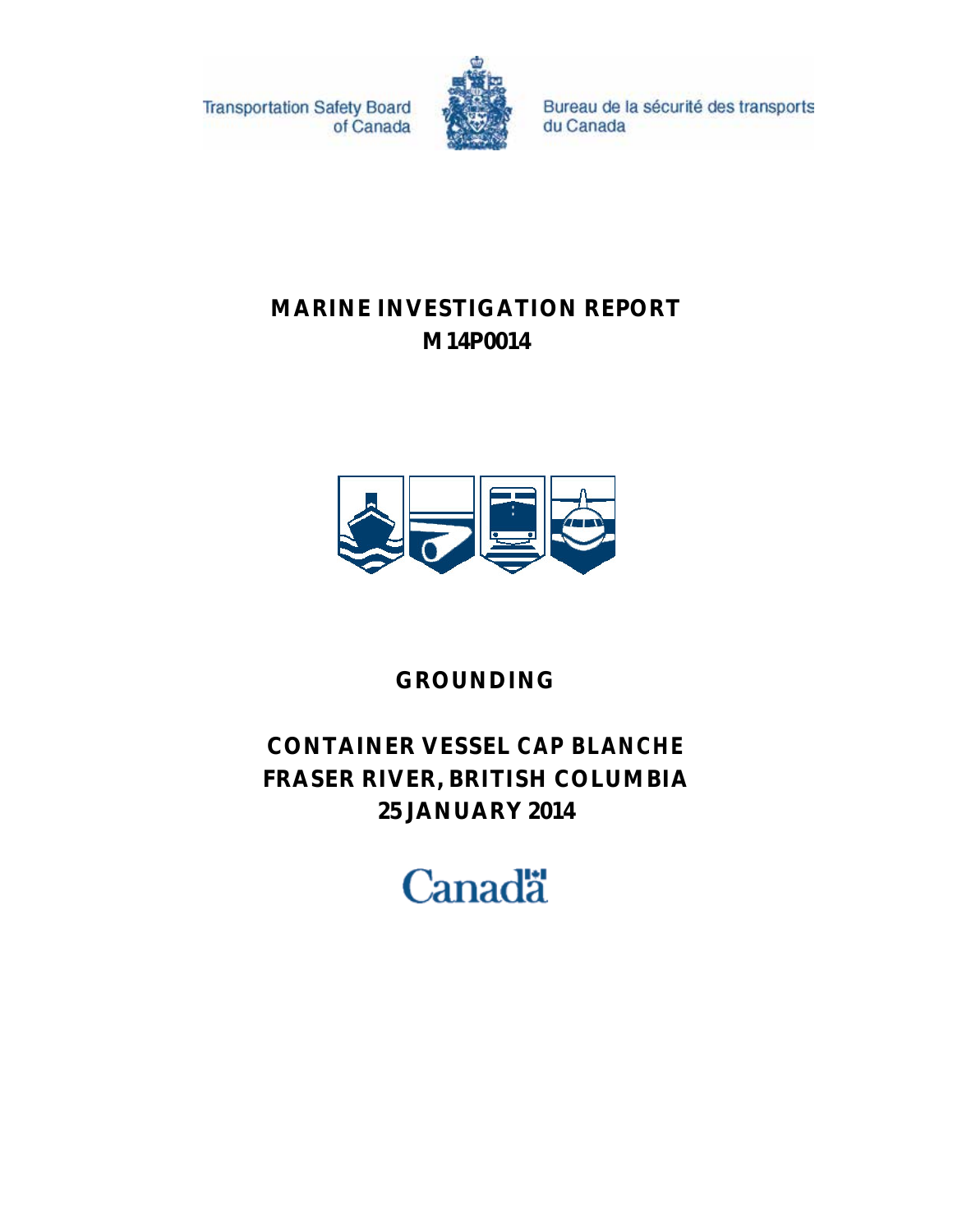Transportation Safety Board of Canada

Bureau de la sécurité des transports du Canada

# MARINE INVESTIGATION REPORT
# M14P0014

## GROUNDING

## CONTAINER VESSEL CAP BLANCHE
## FRASER RIVER, BRITISH COLUMBIA
## 25 JANUARY 2014

Canada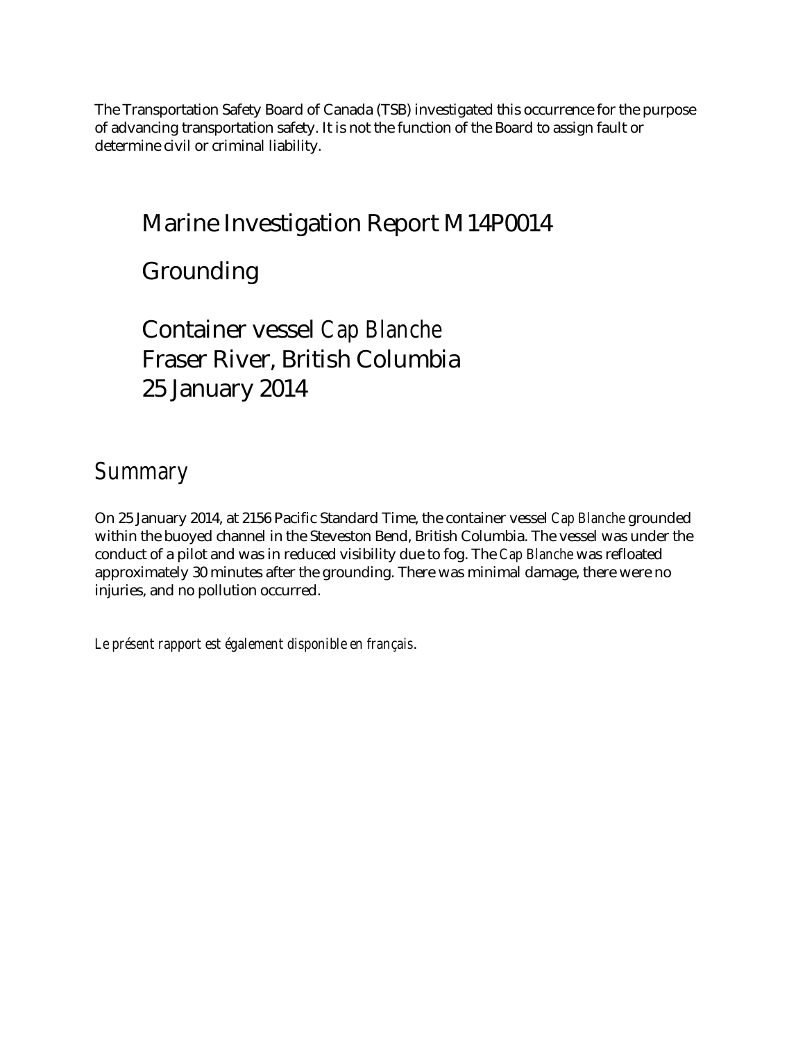The Transportation Safety Board of Canada (TSB) investigated this occurrence for the purpose of advancing transportation safety. It is not the function of the Board to assign fault or determine civil or criminal liability.

# Marine Investigation Report M14P0014

# Grounding

# Container vessel *Cap Blanche*
# Fraser River, British Columbia
# 25 January 2014

## Summary

On 25 January 2014, at 2156 Pacific Standard Time, the container vessel *Cap Blanche* grounded within the buoyed channel in the Steveston Bend, British Columbia. The vessel was under the conduct of a pilot and was in reduced visibility due to fog. The *Cap Blanche* was refloated approximately 30 minutes after the grounding. There was minimal damage, there were no injuries, and no pollution occurred.

*Le présent rapport est également disponible en français.*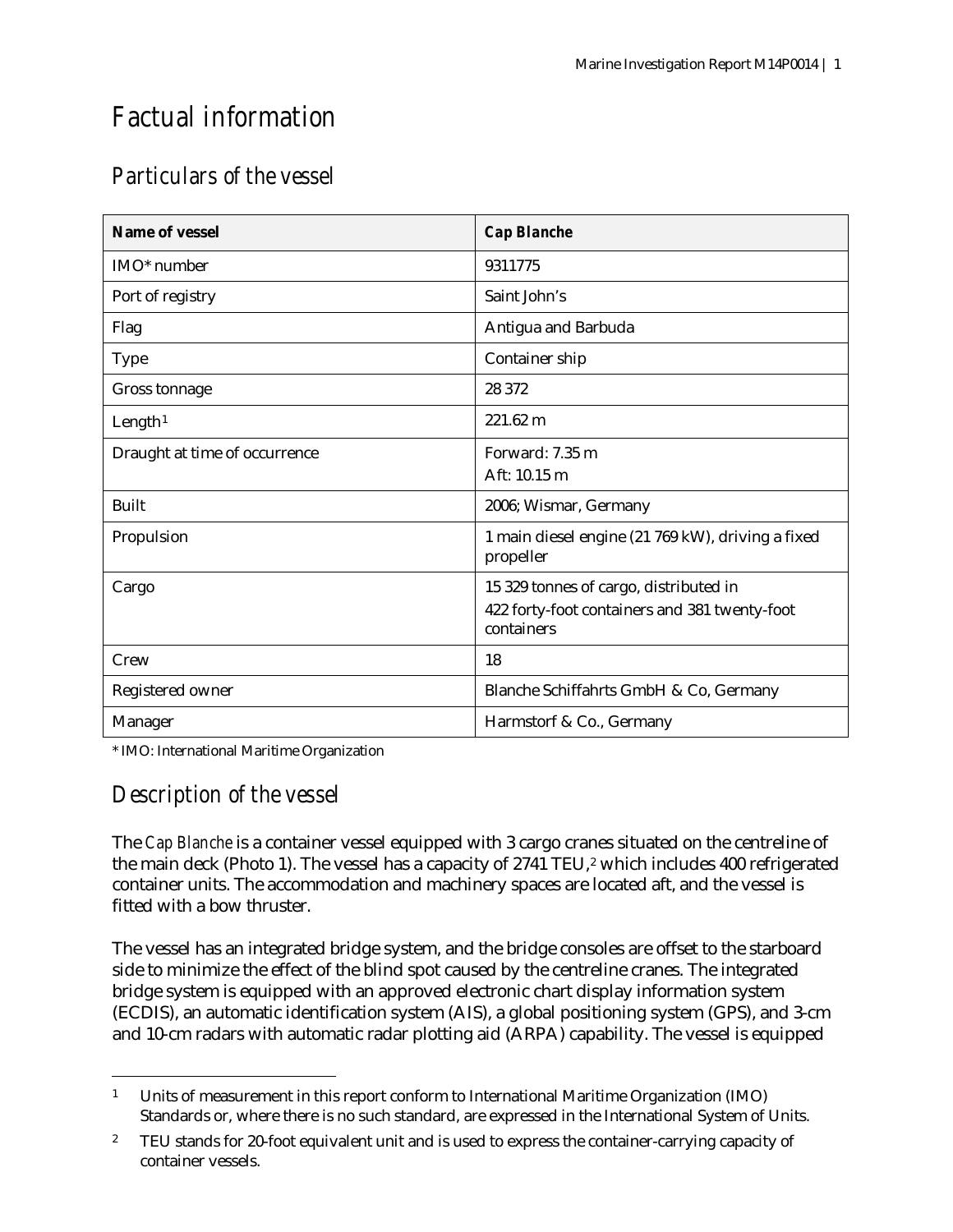# Factual information

## Particulars of the vessel

| Name of vessel | *Cap Blanche* |
|---|---|
| IMO* number | 9311775 |
| Port of registry | Saint John's |
| Flag | Antigua and Barbuda |
| Type | Container ship |
| Gross tonnage | 28 372 |
| Length[1] | 221.62 m |
| Draught at time of occurrence | Forward: 7.35 m<br>Aft: 10.15 m |
| Built | 2006; Wismar, Germany |
| Propulsion | 1 main diesel engine (21 769 kW), driving a fixed propeller |
| Cargo | 15 329 tonnes of cargo, distributed in<br>422 forty-foot containers and 381 twenty-foot containers |
| Crew | 18 |
| Registered owner | Blanche Schiffahrts GmbH & Co, Germany |
| Manager | Harmstorf & Co., Germany |

* IMO: International Maritime Organization

## Description of the vessel

The *Cap Blanche* is a container vessel equipped with 3 cargo cranes situated on the centreline of the main deck (Photo 1). The vessel has a capacity of 2741 TEU,[2] which includes 400 refrigerated container units. The accommodation and machinery spaces are located aft, and the vessel is fitted with a bow thruster.

The vessel has an integrated bridge system, and the bridge consoles are offset to the starboard side to minimize the effect of the blind spot caused by the centreline cranes. The integrated bridge system is equipped with an approved electronic chart display information system (ECDIS), an automatic identification system (AIS), a global positioning system (GPS), and 3-cm and 10-cm radars with automatic radar plotting aid (ARPA) capability. The vessel is equipped

---

[1] Units of measurement in this report conform to International Maritime Organization (IMO) Standards or, where there is no such standard, are expressed in the International System of Units.

[2] TEU stands for 20-foot equivalent unit and is used to express the container-carrying capacity of container vessels.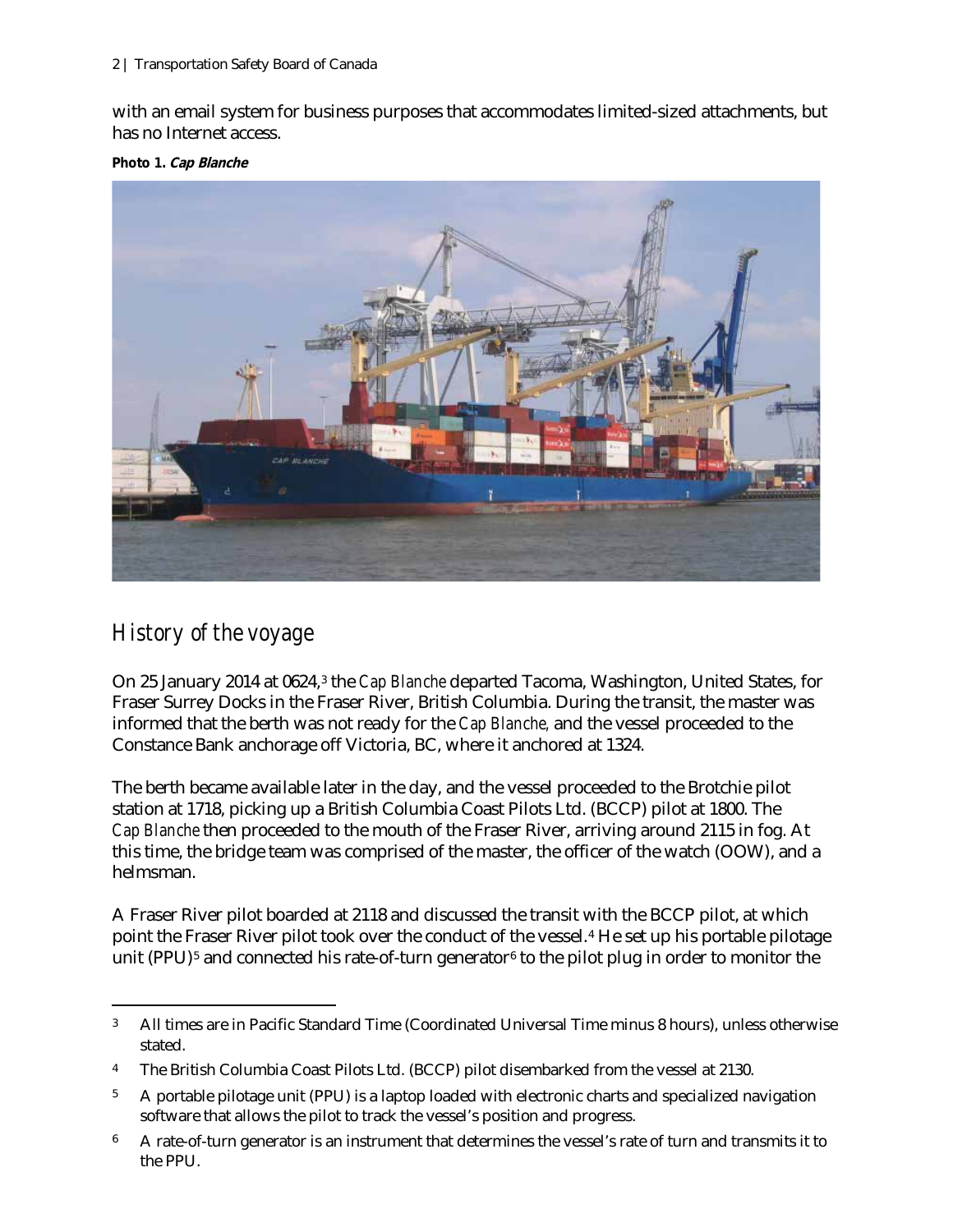with an email system for business purposes that accommodates limited-sized attachments, but has no Internet access.

**Photo 1. *Cap Blanche***

## History of the voyage

On 25 January 2014 at 0624,[3] the *Cap Blanche* departed Tacoma, Washington, United States, for Fraser Surrey Docks in the Fraser River, British Columbia. During the transit, the master was informed that the berth was not ready for the *Cap Blanche,* and the vessel proceeded to the Constance Bank anchorage off Victoria, BC, where it anchored at 1324.

The berth became available later in the day, and the vessel proceeded to the Brotchie pilot station at 1718, picking up a British Columbia Coast Pilots Ltd. (BCCP) pilot at 1800. The *Cap Blanche* then proceeded to the mouth of the Fraser River, arriving around 2115 in fog. At this time, the bridge team was comprised of the master, the officer of the watch (OOW), and a helmsman.

A Fraser River pilot boarded at 2118 and discussed the transit with the BCCP pilot, at which point the Fraser River pilot took over the conduct of the vessel.[4] He set up his portable pilotage unit (PPU)[5] and connected his rate-of-turn generator[6] to the pilot plug in order to monitor the

---

[3] All times are in Pacific Standard Time (Coordinated Universal Time minus 8 hours), unless otherwise stated.

[4] The British Columbia Coast Pilots Ltd. (BCCP) pilot disembarked from the vessel at 2130.

[5] A portable pilotage unit (PPU) is a laptop loaded with electronic charts and specialized navigation software that allows the pilot to track the vessel's position and progress.

[6] A rate-of-turn generator is an instrument that determines the vessel's rate of turn and transmits it to the PPU.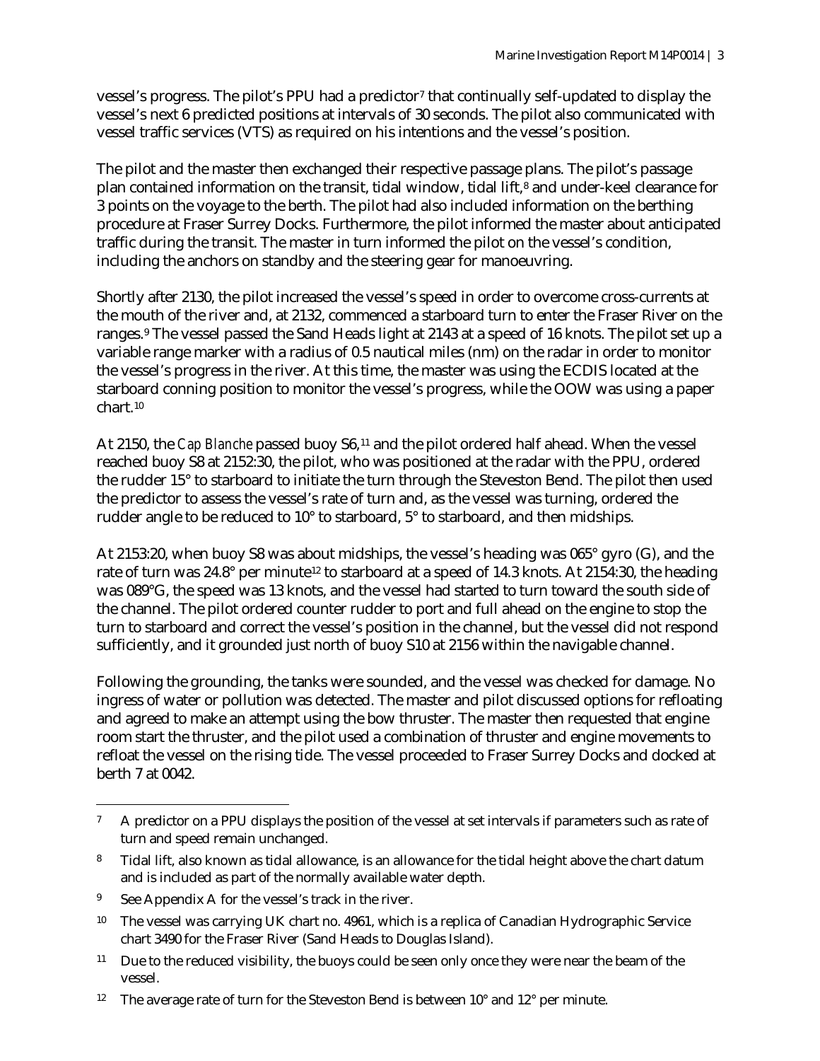vessel's progress. The pilot's PPU had a predictor[7] that continually self-updated to display the vessel's next 6 predicted positions at intervals of 30 seconds. The pilot also communicated with vessel traffic services (VTS) as required on his intentions and the vessel's position.

The pilot and the master then exchanged their respective passage plans. The pilot's passage plan contained information on the transit, tidal window, tidal lift,[8] and under-keel clearance for 3 points on the voyage to the berth. The pilot had also included information on the berthing procedure at Fraser Surrey Docks. Furthermore, the pilot informed the master about anticipated traffic during the transit. The master in turn informed the pilot on the vessel's condition, including the anchors on standby and the steering gear for manoeuvring.

Shortly after 2130, the pilot increased the vessel's speed in order to overcome cross-currents at the mouth of the river and, at 2132, commenced a starboard turn to enter the Fraser River on the ranges.[9] The vessel passed the Sand Heads light at 2143 at a speed of 16 knots. The pilot set up a variable range marker with a radius of 0.5 nautical miles (nm) on the radar in order to monitor the vessel's progress in the river. At this time, the master was using the ECDIS located at the starboard conning position to monitor the vessel's progress, while the OOW was using a paper chart.[10]

At 2150, the *Cap Blanche* passed buoy S6,[11] and the pilot ordered half ahead. When the vessel reached buoy S8 at 2152:30, the pilot, who was positioned at the radar with the PPU, ordered the rudder 15° to starboard to initiate the turn through the Steveston Bend. The pilot then used the predictor to assess the vessel's rate of turn and, as the vessel was turning, ordered the rudder angle to be reduced to 10° to starboard, 5° to starboard, and then midships.

At 2153:20, when buoy S8 was about midships, the vessel's heading was 065° gyro (G), and the rate of turn was 24.8° per minute[12] to starboard at a speed of 14.3 knots. At 2154:30, the heading was 089°G, the speed was 13 knots, and the vessel had started to turn toward the south side of the channel. The pilot ordered counter rudder to port and full ahead on the engine to stop the turn to starboard and correct the vessel's position in the channel, but the vessel did not respond sufficiently, and it grounded just north of buoy S10 at 2156 within the navigable channel.

Following the grounding, the tanks were sounded, and the vessel was checked for damage. No ingress of water or pollution was detected. The master and pilot discussed options for refloating and agreed to make an attempt using the bow thruster. The master then requested that engine room start the thruster, and the pilot used a combination of thruster and engine movements to refloat the vessel on the rising tide. The vessel proceeded to Fraser Surrey Docks and docked at berth 7 at 0042.

---

[7] A predictor on a PPU displays the position of the vessel at set intervals if parameters such as rate of turn and speed remain unchanged.

[8] Tidal lift, also known as tidal allowance, is an allowance for the tidal height above the chart datum and is included as part of the normally available water depth.

[9] See Appendix A for the vessel's track in the river.

[10] The vessel was carrying UK chart no. 4961, which is a replica of Canadian Hydrographic Service chart 3490 for the Fraser River (Sand Heads to Douglas Island).

[11] Due to the reduced visibility, the buoys could be seen only once they were near the beam of the vessel.

[12] The average rate of turn for the Steveston Bend is between 10° and 12° per minute.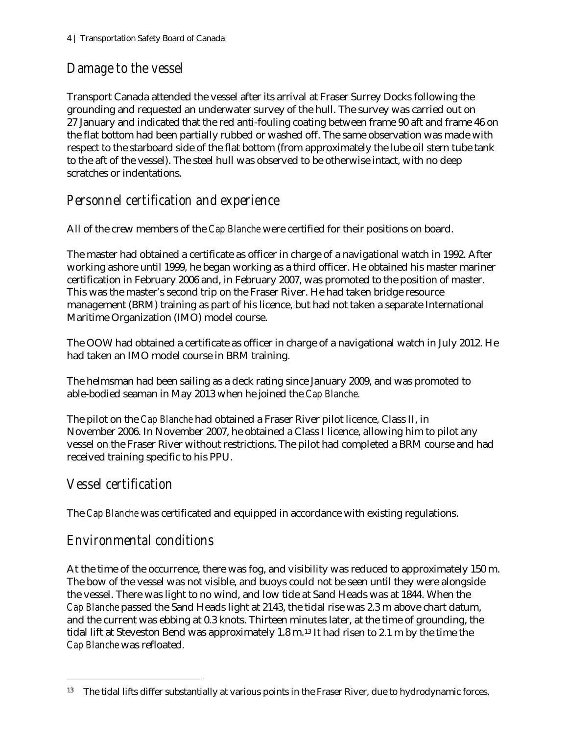## Damage to the vessel

Transport Canada attended the vessel after its arrival at Fraser Surrey Docks following the grounding and requested an underwater survey of the hull. The survey was carried out on 27 January and indicated that the red anti-fouling coating between frame 90 aft and frame 46 on the flat bottom had been partially rubbed or washed off. The same observation was made with respect to the starboard side of the flat bottom (from approximately the lube oil stern tube tank to the aft of the vessel). The steel hull was observed to be otherwise intact, with no deep scratches or indentations.

## Personnel certification and experience

All of the crew members of the *Cap Blanche* were certified for their positions on board.

The master had obtained a certificate as officer in charge of a navigational watch in 1992. After working ashore until 1999, he began working as a third officer. He obtained his master mariner certification in February 2006 and, in February 2007, was promoted to the position of master. This was the master's second trip on the Fraser River. He had taken bridge resource management (BRM) training as part of his licence, but had not taken a separate International Maritime Organization (IMO) model course.

The OOW had obtained a certificate as officer in charge of a navigational watch in July 2012. He had taken an IMO model course in BRM training.

The helmsman had been sailing as a deck rating since January 2009, and was promoted to able-bodied seaman in May 2013 when he joined the *Cap Blanche*.

The pilot on the *Cap Blanche* had obtained a Fraser River pilot licence, Class II, in November 2006. In November 2007, he obtained a Class I licence, allowing him to pilot any vessel on the Fraser River without restrictions. The pilot had completed a BRM course and had received training specific to his PPU.

## Vessel certification

The *Cap Blanche* was certificated and equipped in accordance with existing regulations.

## Environmental conditions

At the time of the occurrence, there was fog, and visibility was reduced to approximately 150 m. The bow of the vessel was not visible, and buoys could not be seen until they were alongside the vessel. There was light to no wind, and low tide at Sand Heads was at 1844. When the *Cap Blanche* passed the Sand Heads light at 2143, the tidal rise was 2.3 m above chart datum, and the current was ebbing at 0.3 knots. Thirteen minutes later, at the time of grounding, the tidal lift at Steveston Bend was approximately 1.8 m.[13] It had risen to 2.1 m by the time the *Cap Blanche* was refloated.

[13] The tidal lifts differ substantially at various points in the Fraser River, due to hydrodynamic forces.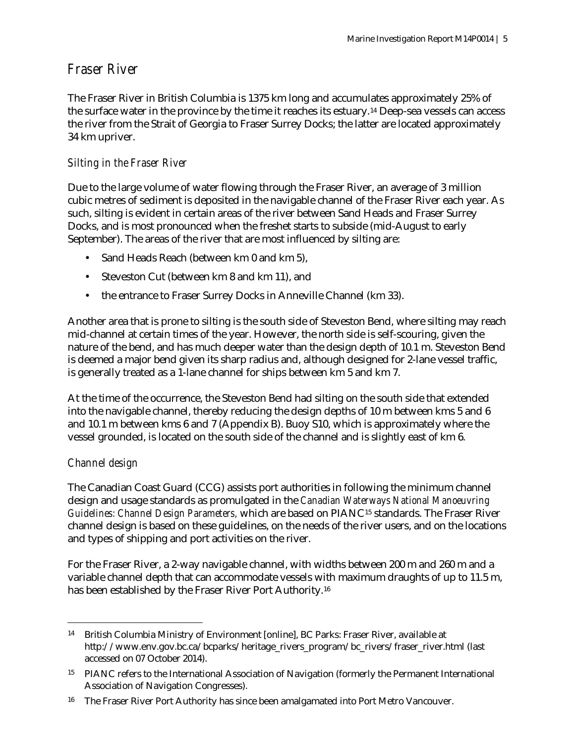## Fraser River

The Fraser River in British Columbia is 1375 km long and accumulates approximately 25% of the surface water in the province by the time it reaches its estuary.[14] Deep-sea vessels can access the river from the Strait of Georgia to Fraser Surrey Docks; the latter are located approximately 34 km upriver.

### Silting in the Fraser River

Due to the large volume of water flowing through the Fraser River, an average of 3 million cubic metres of sediment is deposited in the navigable channel of the Fraser River each year. As such, silting is evident in certain areas of the river between Sand Heads and Fraser Surrey Docks, and is most pronounced when the freshet starts to subside (mid-August to early September). The areas of the river that are most influenced by silting are:

- Sand Heads Reach (between km 0 and km 5),
- Steveston Cut (between km 8 and km 11), and
- the entrance to Fraser Surrey Docks in Anneville Channel (km 33).

Another area that is prone to silting is the south side of Steveston Bend, where silting may reach mid-channel at certain times of the year. However, the north side is self-scouring, given the nature of the bend, and has much deeper water than the design depth of 10.1 m. Steveston Bend is deemed a major bend given its sharp radius and, although designed for 2-lane vessel traffic, is generally treated as a 1-lane channel for ships between km 5 and km 7.

At the time of the occurrence, the Steveston Bend had silting on the south side that extended into the navigable channel, thereby reducing the design depths of 10 m between kms 5 and 6 and 10.1 m between kms 6 and 7 (Appendix B). Buoy S10, which is approximately where the vessel grounded, is located on the south side of the channel and is slightly east of km 6.

### Channel design

The Canadian Coast Guard (CCG) assists port authorities in following the minimum channel design and usage standards as promulgated in the *Canadian Waterways National Manoeuvring Guidelines: Channel Design Parameters,* which are based on PIANC[15] standards. The Fraser River channel design is based on these guidelines, on the needs of the river users, and on the locations and types of shipping and port activities on the river.

For the Fraser River, a 2-way navigable channel, with widths between 200 m and 260 m and a variable channel depth that can accommodate vessels with maximum draughts of up to 11.5 m, has been established by the Fraser River Port Authority.[16]

---

[14] British Columbia Ministry of Environment [online], BC Parks: Fraser River, available at http://www.env.gov.bc.ca/bcparks/heritage_rivers_program/bc_rivers/fraser_river.html (last accessed on 07 October 2014).

[15] PIANC refers to the International Association of Navigation (formerly the Permanent International Association of Navigation Congresses).

[16] The Fraser River Port Authority has since been amalgamated into Port Metro Vancouver.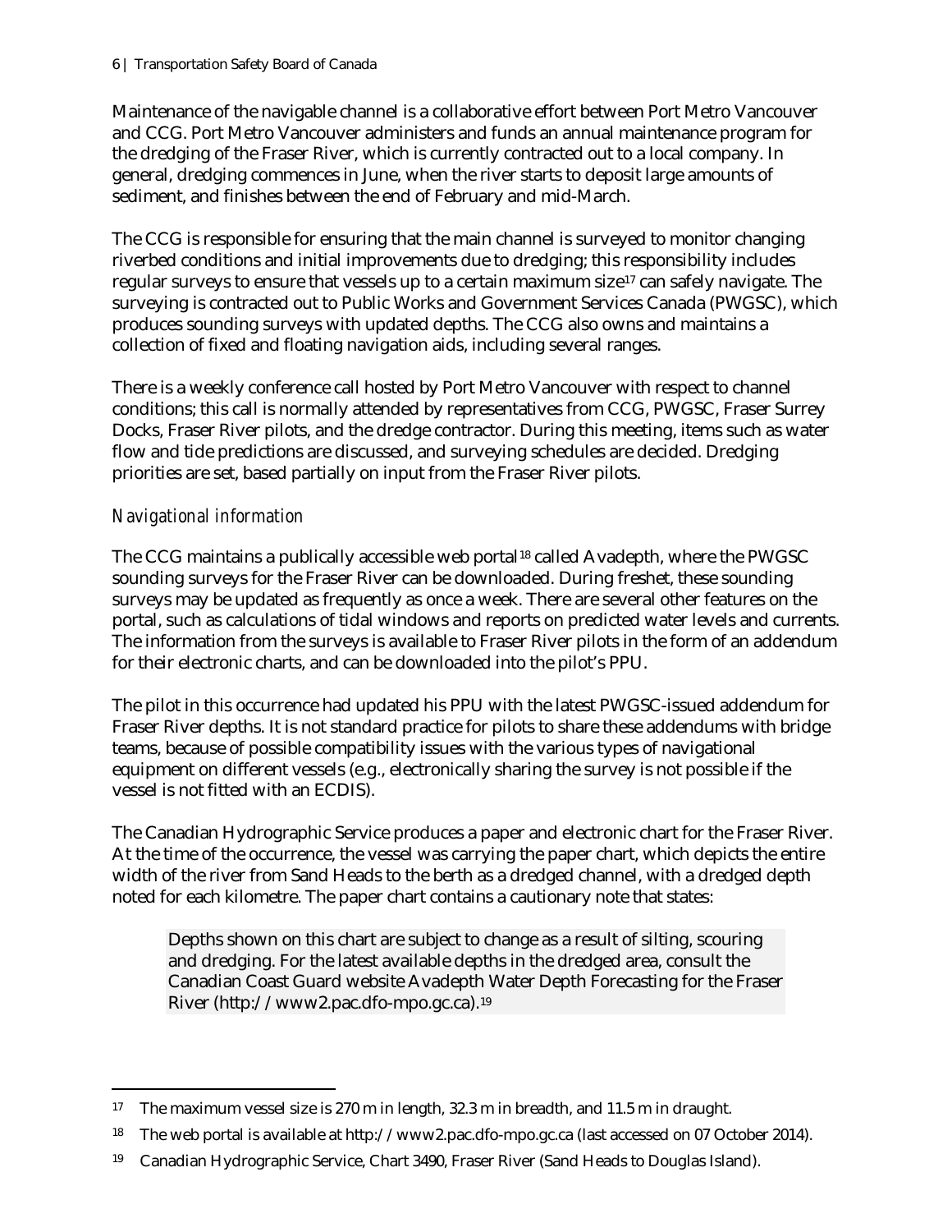Maintenance of the navigable channel is a collaborative effort between Port Metro Vancouver and CCG. Port Metro Vancouver administers and funds an annual maintenance program for the dredging of the Fraser River, which is currently contracted out to a local company. In general, dredging commences in June, when the river starts to deposit large amounts of sediment, and finishes between the end of February and mid-March.

The CCG is responsible for ensuring that the main channel is surveyed to monitor changing riverbed conditions and initial improvements due to dredging; this responsibility includes regular surveys to ensure that vessels up to a certain maximum size[17] can safely navigate. The surveying is contracted out to Public Works and Government Services Canada (PWGSC), which produces sounding surveys with updated depths. The CCG also owns and maintains a collection of fixed and floating navigation aids, including several ranges.

There is a weekly conference call hosted by Port Metro Vancouver with respect to channel conditions; this call is normally attended by representatives from CCG, PWGSC, Fraser Surrey Docks, Fraser River pilots, and the dredge contractor. During this meeting, items such as water flow and tide predictions are discussed, and surveying schedules are decided. Dredging priorities are set, based partially on input from the Fraser River pilots.

### *Navigational information*

The CCG maintains a publically accessible web portal[18] called Avadepth, where the PWGSC sounding surveys for the Fraser River can be downloaded. During freshet, these sounding surveys may be updated as frequently as once a week. There are several other features on the portal, such as calculations of tidal windows and reports on predicted water levels and currents. The information from the surveys is available to Fraser River pilots in the form of an addendum for their electronic charts, and can be downloaded into the pilot's PPU.

The pilot in this occurrence had updated his PPU with the latest PWGSC-issued addendum for Fraser River depths. It is not standard practice for pilots to share these addendums with bridge teams, because of possible compatibility issues with the various types of navigational equipment on different vessels (e.g., electronically sharing the survey is not possible if the vessel is not fitted with an ECDIS).

The Canadian Hydrographic Service produces a paper and electronic chart for the Fraser River. At the time of the occurrence, the vessel was carrying the paper chart, which depicts the entire width of the river from Sand Heads to the berth as a dredged channel, with a dredged depth noted for each kilometre. The paper chart contains a cautionary note that states:

> Depths shown on this chart are subject to change as a result of silting, scouring and dredging. For the latest available depths in the dredged area, consult the Canadian Coast Guard website Avadepth Water Depth Forecasting for the Fraser River (http://www2.pac.dfo-mpo.gc.ca).[19]

---

[17] The maximum vessel size is 270 m in length, 32.3 m in breadth, and 11.5 m in draught.

[18] The web portal is available at http://www2.pac.dfo-mpo.gc.ca (last accessed on 07 October 2014).

[19] Canadian Hydrographic Service, Chart 3490, Fraser River (Sand Heads to Douglas Island).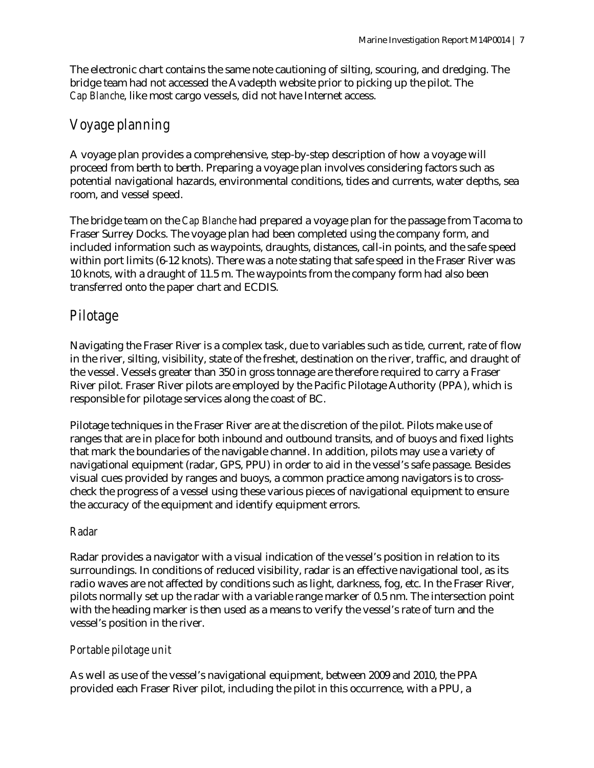The electronic chart contains the same note cautioning of silting, scouring, and dredging. The bridge team had not accessed the Avadepth website prior to picking up the pilot. The *Cap Blanche*, like most cargo vessels, did not have Internet access.

## Voyage planning

A voyage plan provides a comprehensive, step-by-step description of how a voyage will proceed from berth to berth. Preparing a voyage plan involves considering factors such as potential navigational hazards, environmental conditions, tides and currents, water depths, sea room, and vessel speed.

The bridge team on the *Cap Blanche* had prepared a voyage plan for the passage from Tacoma to Fraser Surrey Docks. The voyage plan had been completed using the company form, and included information such as waypoints, draughts, distances, call-in points, and the safe speed within port limits (6-12 knots). There was a note stating that safe speed in the Fraser River was 10 knots, with a draught of 11.5 m. The waypoints from the company form had also been transferred onto the paper chart and ECDIS.

## Pilotage

Navigating the Fraser River is a complex task, due to variables such as tide, current, rate of flow in the river, silting, visibility, state of the freshet, destination on the river, traffic, and draught of the vessel. Vessels greater than 350 in gross tonnage are therefore required to carry a Fraser River pilot. Fraser River pilots are employed by the Pacific Pilotage Authority (PPA), which is responsible for pilotage services along the coast of BC.

Pilotage techniques in the Fraser River are at the discretion of the pilot. Pilots make use of ranges that are in place for both inbound and outbound transits, and of buoys and fixed lights that mark the boundaries of the navigable channel. In addition, pilots may use a variety of navigational equipment (radar, GPS, PPU) in order to aid in the vessel's safe passage. Besides visual cues provided by ranges and buoys, a common practice among navigators is to cross-check the progress of a vessel using these various pieces of navigational equipment to ensure the accuracy of the equipment and identify equipment errors.

### Radar

Radar provides a navigator with a visual indication of the vessel's position in relation to its surroundings. In conditions of reduced visibility, radar is an effective navigational tool, as its radio waves are not affected by conditions such as light, darkness, fog, etc. In the Fraser River, pilots normally set up the radar with a variable range marker of 0.5 nm. The intersection point with the heading marker is then used as a means to verify the vessel's rate of turn and the vessel's position in the river.

### Portable pilotage unit

As well as use of the vessel's navigational equipment, between 2009 and 2010, the PPA provided each Fraser River pilot, including the pilot in this occurrence, with a PPU, a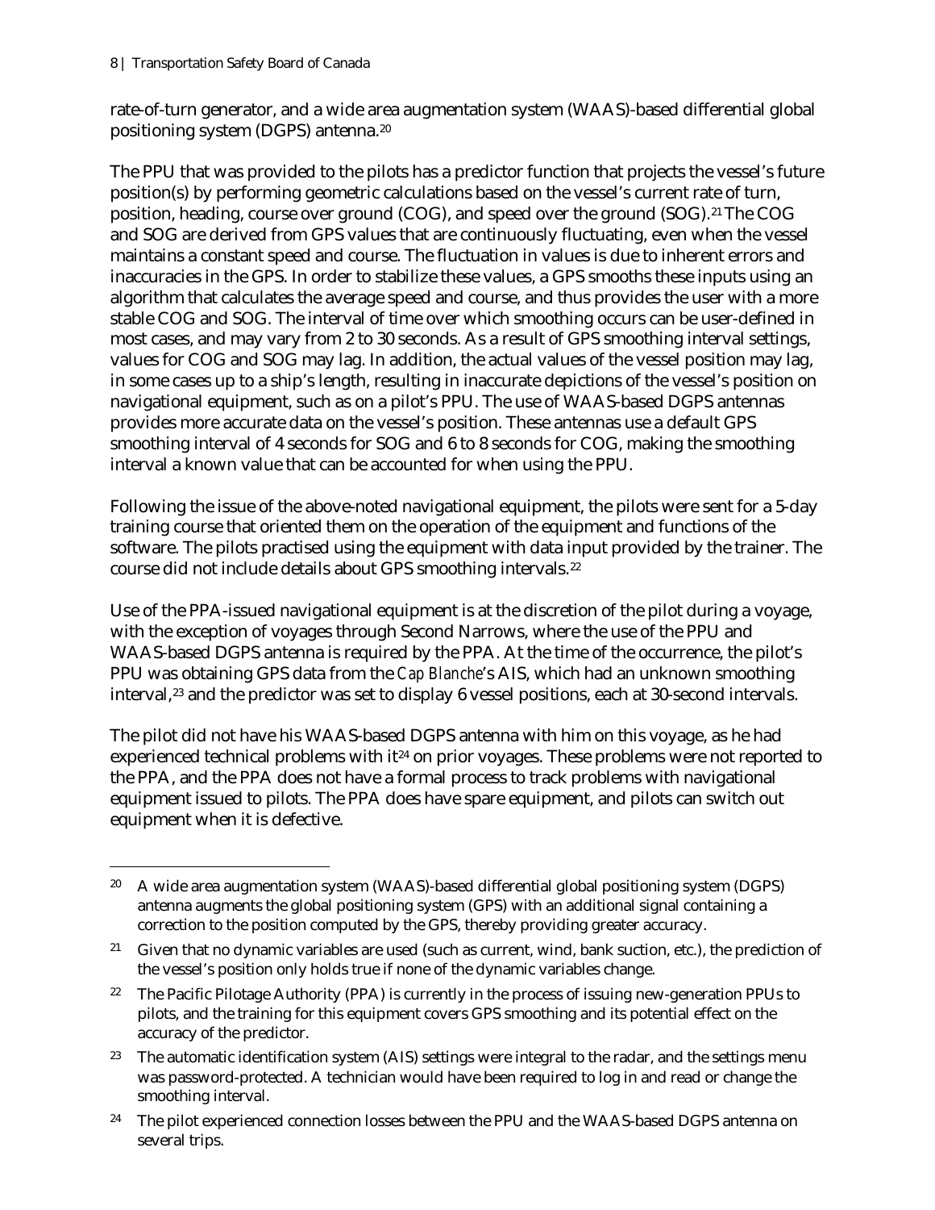rate-of-turn generator, and a wide area augmentation system (WAAS)-based differential global positioning system (DGPS) antenna.[20]

The PPU that was provided to the pilots has a predictor function that projects the vessel's future position(s) by performing geometric calculations based on the vessel's current rate of turn, position, heading, course over ground (COG), and speed over the ground (SOG).[21] The COG and SOG are derived from GPS values that are continuously fluctuating, even when the vessel maintains a constant speed and course. The fluctuation in values is due to inherent errors and inaccuracies in the GPS. In order to stabilize these values, a GPS smooths these inputs using an algorithm that calculates the average speed and course, and thus provides the user with a more stable COG and SOG. The interval of time over which smoothing occurs can be user-defined in most cases, and may vary from 2 to 30 seconds. As a result of GPS smoothing interval settings, values for COG and SOG may lag. In addition, the actual values of the vessel position may lag, in some cases up to a ship's length, resulting in inaccurate depictions of the vessel's position on navigational equipment, such as on a pilot's PPU. The use of WAAS-based DGPS antennas provides more accurate data on the vessel's position. These antennas use a default GPS smoothing interval of 4 seconds for SOG and 6 to 8 seconds for COG, making the smoothing interval a known value that can be accounted for when using the PPU.

Following the issue of the above-noted navigational equipment, the pilots were sent for a 5-day training course that oriented them on the operation of the equipment and functions of the software. The pilots practised using the equipment with data input provided by the trainer. The course did not include details about GPS smoothing intervals.[22]

Use of the PPA-issued navigational equipment is at the discretion of the pilot during a voyage, with the exception of voyages through Second Narrows, where the use of the PPU and WAAS-based DGPS antenna is required by the PPA. At the time of the occurrence, the pilot's PPU was obtaining GPS data from the *Cap Blanche*'s AIS, which had an unknown smoothing interval,[23] and the predictor was set to display 6 vessel positions, each at 30-second intervals.

The pilot did not have his WAAS-based DGPS antenna with him on this voyage, as he had experienced technical problems with it[24] on prior voyages. These problems were not reported to the PPA, and the PPA does not have a formal process to track problems with navigational equipment issued to pilots. The PPA does have spare equipment, and pilots can switch out equipment when it is defective.

---

[20] A wide area augmentation system (WAAS)-based differential global positioning system (DGPS) antenna augments the global positioning system (GPS) with an additional signal containing a correction to the position computed by the GPS, thereby providing greater accuracy.

[21] Given that no dynamic variables are used (such as current, wind, bank suction, etc.), the prediction of the vessel's position only holds true if none of the dynamic variables change.

[22] The Pacific Pilotage Authority (PPA) is currently in the process of issuing new-generation PPUs to pilots, and the training for this equipment covers GPS smoothing and its potential effect on the accuracy of the predictor.

[23] The automatic identification system (AIS) settings were integral to the radar, and the settings menu was password-protected. A technician would have been required to log in and read or change the smoothing interval.

[24] The pilot experienced connection losses between the PPU and the WAAS-based DGPS antenna on several trips.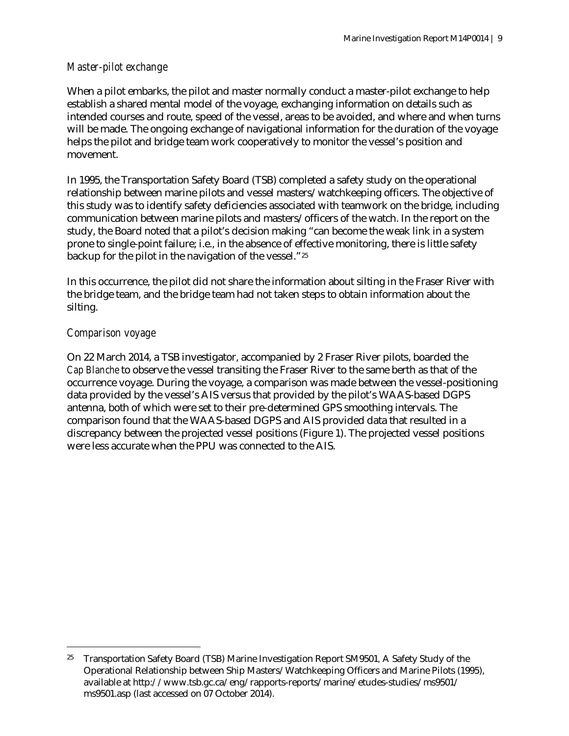### *Master-pilot exchange*

When a pilot embarks, the pilot and master normally conduct a master-pilot exchange to help establish a shared mental model of the voyage, exchanging information on details such as intended courses and route, speed of the vessel, areas to be avoided, and where and when turns will be made. The ongoing exchange of navigational information for the duration of the voyage helps the pilot and bridge team work cooperatively to monitor the vessel's position and movement.

In 1995, the Transportation Safety Board (TSB) completed a safety study on the operational relationship between marine pilots and vessel masters/watchkeeping officers. The objective of this study was to identify safety deficiencies associated with teamwork on the bridge, including communication between marine pilots and masters/officers of the watch. In the report on the study, the Board noted that a pilot's decision making "can become the weak link in a system prone to single-point failure; i.e., in the absence of effective monitoring, there is little safety backup for the pilot in the navigation of the vessel."[25]

In this occurrence, the pilot did not share the information about silting in the Fraser River with the bridge team, and the bridge team had not taken steps to obtain information about the silting.

### *Comparison voyage*

On 22 March 2014, a TSB investigator, accompanied by 2 Fraser River pilots, boarded the *Cap Blanche* to observe the vessel transiting the Fraser River to the same berth as that of the occurrence voyage. During the voyage, a comparison was made between the vessel-positioning data provided by the vessel's AIS versus that provided by the pilot's WAAS-based DGPS antenna, both of which were set to their pre-determined GPS smoothing intervals. The comparison found that the WAAS-based DGPS and AIS provided data that resulted in a discrepancy between the projected vessel positions (Figure 1). The projected vessel positions were less accurate when the PPU was connected to the AIS.

---

[25] Transportation Safety Board (TSB) Marine Investigation Report SM9501, A Safety Study of the Operational Relationship between Ship Masters/Watchkeeping Officers and Marine Pilots (1995), available at http://www.tsb.gc.ca/eng/rapports-reports/marine/etudes-studies/ms9501/ms9501.asp (last accessed on 07 October 2014).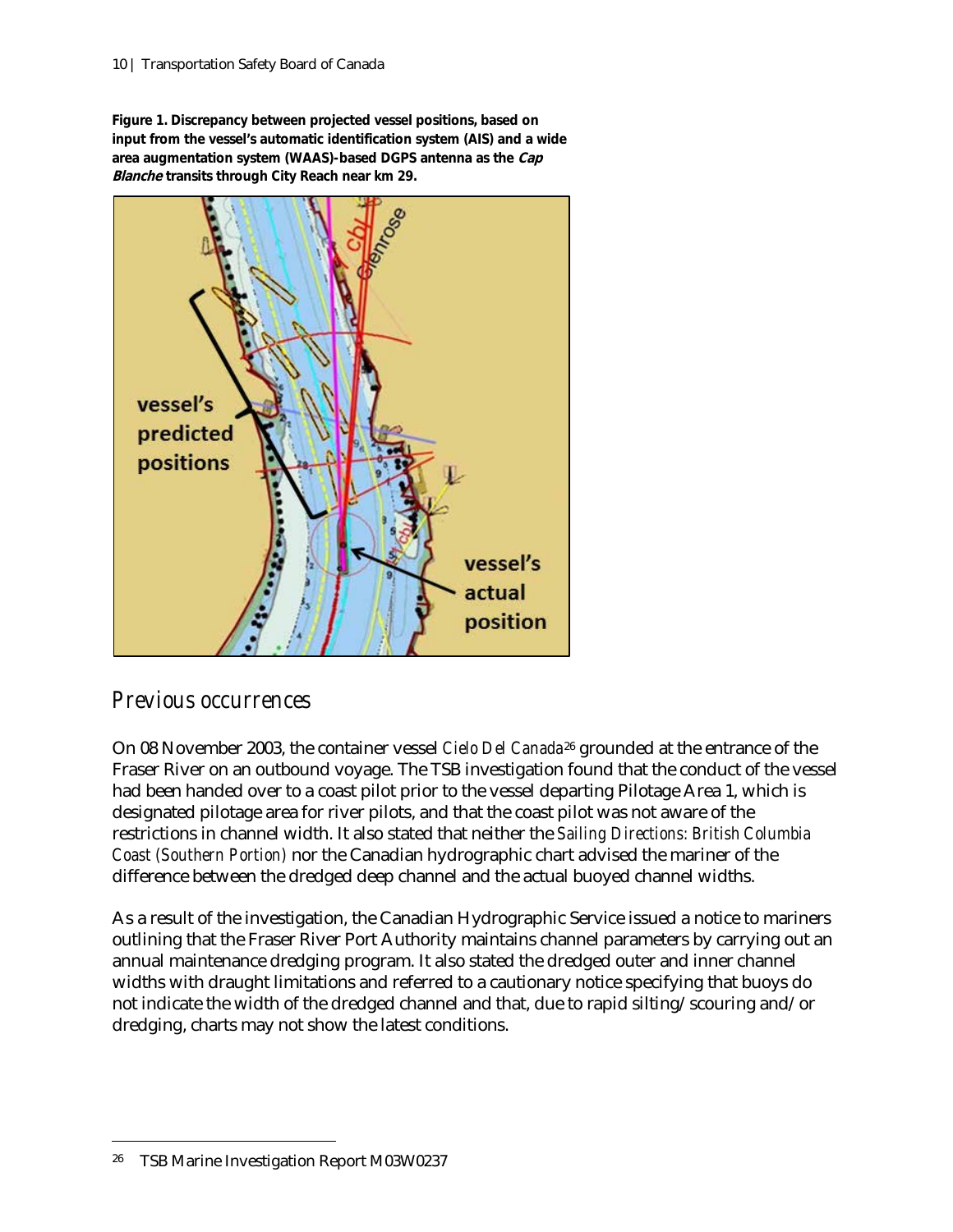**Figure 1. Discrepancy between projected vessel positions, based on input from the vessel's automatic identification system (AIS) and a wide area augmentation system (WAAS)-based DGPS antenna as the *Cap Blanche* transits through City Reach near km 29.**

## Previous occurrences

On 08 November 2003, the container vessel *Cielo Del Canada*[26] grounded at the entrance of the Fraser River on an outbound voyage. The TSB investigation found that the conduct of the vessel had been handed over to a coast pilot prior to the vessel departing Pilotage Area 1, which is designated pilotage area for river pilots, and that the coast pilot was not aware of the restrictions in channel width. It also stated that neither the *Sailing Directions: British Columbia Coast (Southern Portion)* nor the Canadian hydrographic chart advised the mariner of the difference between the dredged deep channel and the actual buoyed channel widths.

As a result of the investigation, the Canadian Hydrographic Service issued a notice to mariners outlining that the Fraser River Port Authority maintains channel parameters by carrying out an annual maintenance dredging program. It also stated the dredged outer and inner channel widths with draught limitations and referred to a cautionary notice specifying that buoys do not indicate the width of the dredged channel and that, due to rapid silting/scouring and/or dredging, charts may not show the latest conditions.

---

[26] TSB Marine Investigation Report M03W0237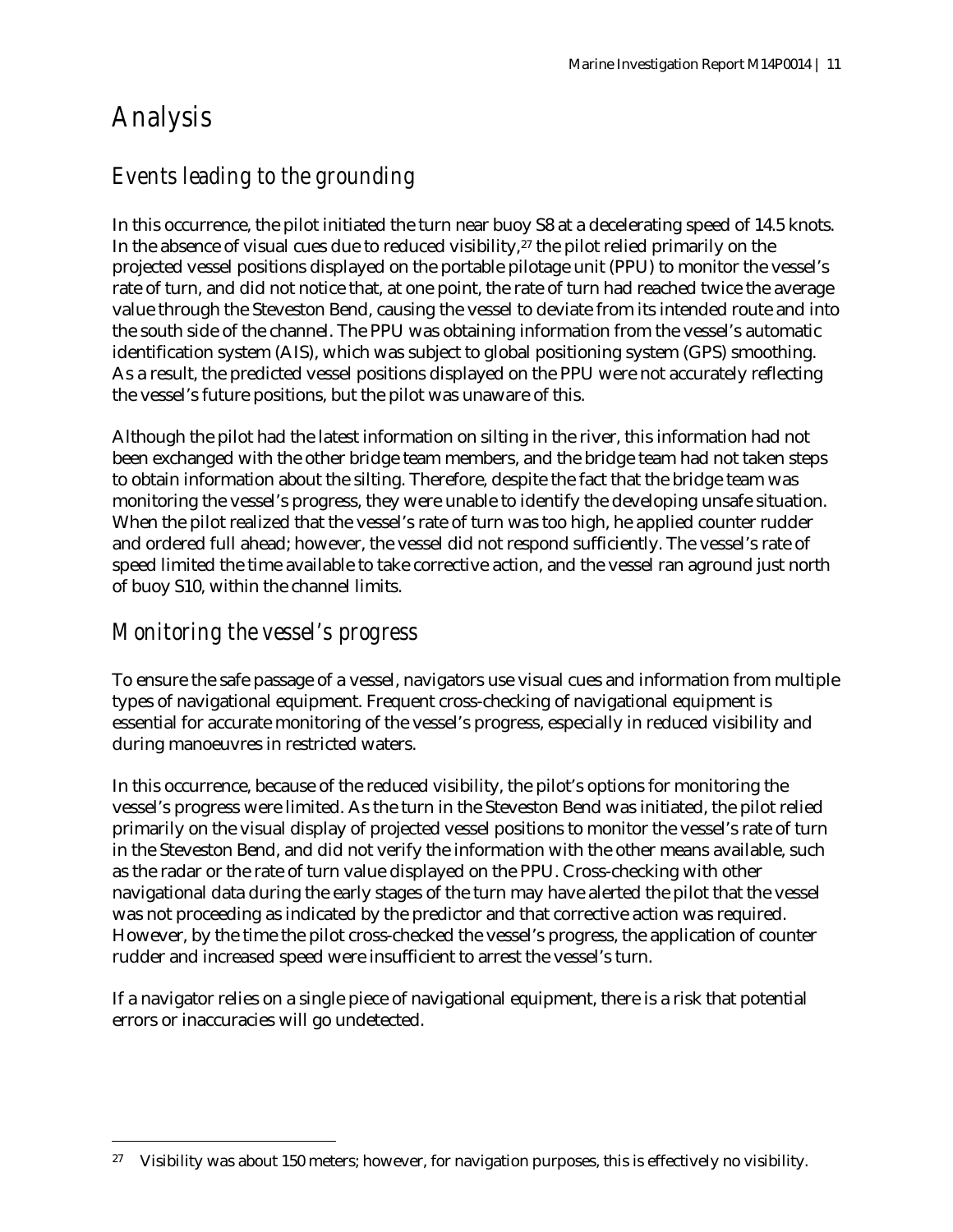# Analysis

## Events leading to the grounding

In this occurrence, the pilot initiated the turn near buoy S8 at a decelerating speed of 14.5 knots. In the absence of visual cues due to reduced visibility,[27] the pilot relied primarily on the projected vessel positions displayed on the portable pilotage unit (PPU) to monitor the vessel's rate of turn, and did not notice that, at one point, the rate of turn had reached twice the average value through the Steveston Bend, causing the vessel to deviate from its intended route and into the south side of the channel. The PPU was obtaining information from the vessel's automatic identification system (AIS), which was subject to global positioning system (GPS) smoothing. As a result, the predicted vessel positions displayed on the PPU were not accurately reflecting the vessel's future positions, but the pilot was unaware of this.

Although the pilot had the latest information on silting in the river, this information had not been exchanged with the other bridge team members, and the bridge team had not taken steps to obtain information about the silting. Therefore, despite the fact that the bridge team was monitoring the vessel's progress, they were unable to identify the developing unsafe situation. When the pilot realized that the vessel's rate of turn was too high, he applied counter rudder and ordered full ahead; however, the vessel did not respond sufficiently. The vessel's rate of speed limited the time available to take corrective action, and the vessel ran aground just north of buoy S10, within the channel limits.

## Monitoring the vessel's progress

To ensure the safe passage of a vessel, navigators use visual cues and information from multiple types of navigational equipment. Frequent cross-checking of navigational equipment is essential for accurate monitoring of the vessel's progress, especially in reduced visibility and during manoeuvres in restricted waters.

In this occurrence, because of the reduced visibility, the pilot's options for monitoring the vessel's progress were limited. As the turn in the Steveston Bend was initiated, the pilot relied primarily on the visual display of projected vessel positions to monitor the vessel's rate of turn in the Steveston Bend, and did not verify the information with the other means available, such as the radar or the rate of turn value displayed on the PPU. Cross-checking with other navigational data during the early stages of the turn may have alerted the pilot that the vessel was not proceeding as indicated by the predictor and that corrective action was required. However, by the time the pilot cross-checked the vessel's progress, the application of counter rudder and increased speed were insufficient to arrest the vessel's turn.

If a navigator relies on a single piece of navigational equipment, there is a risk that potential errors or inaccuracies will go undetected.

---

[27] Visibility was about 150 meters; however, for navigation purposes, this is effectively no visibility.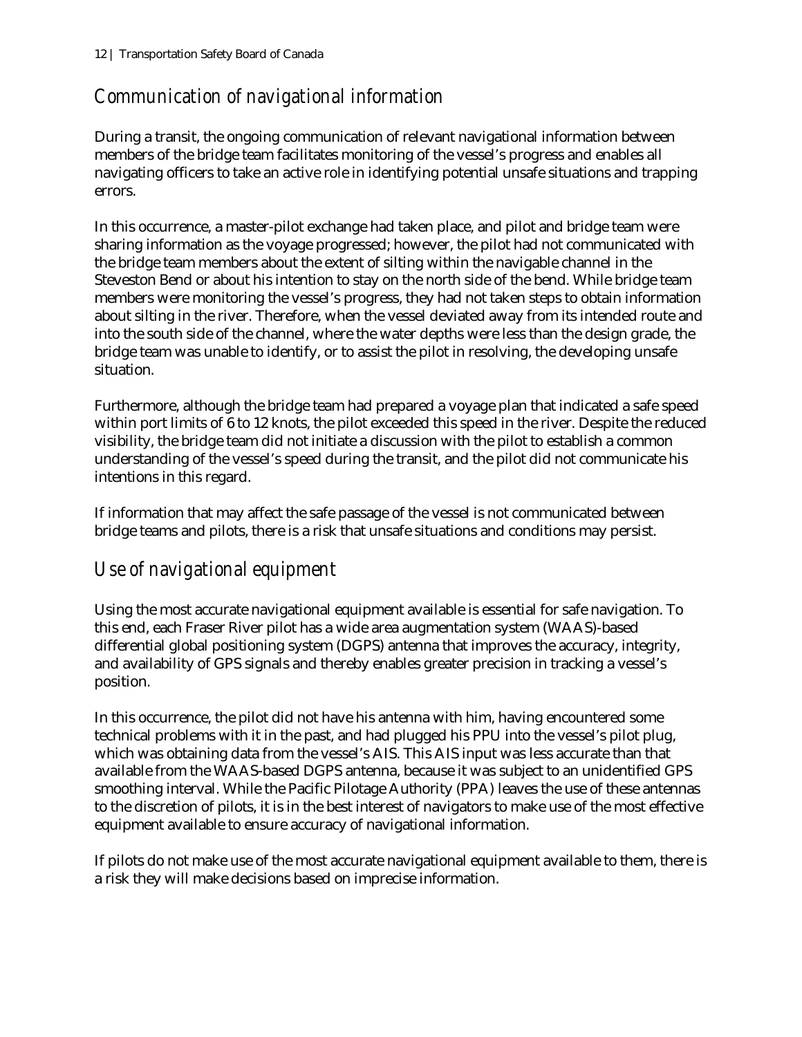## Communication of navigational information

During a transit, the ongoing communication of relevant navigational information between members of the bridge team facilitates monitoring of the vessel's progress and enables all navigating officers to take an active role in identifying potential unsafe situations and trapping errors.

In this occurrence, a master-pilot exchange had taken place, and pilot and bridge team were sharing information as the voyage progressed; however, the pilot had not communicated with the bridge team members about the extent of silting within the navigable channel in the Steveston Bend or about his intention to stay on the north side of the bend. While bridge team members were monitoring the vessel's progress, they had not taken steps to obtain information about silting in the river. Therefore, when the vessel deviated away from its intended route and into the south side of the channel, where the water depths were less than the design grade, the bridge team was unable to identify, or to assist the pilot in resolving, the developing unsafe situation.

Furthermore, although the bridge team had prepared a voyage plan that indicated a safe speed within port limits of 6 to 12 knots, the pilot exceeded this speed in the river. Despite the reduced visibility, the bridge team did not initiate a discussion with the pilot to establish a common understanding of the vessel's speed during the transit, and the pilot did not communicate his intentions in this regard.

If information that may affect the safe passage of the vessel is not communicated between bridge teams and pilots, there is a risk that unsafe situations and conditions may persist.

## Use of navigational equipment

Using the most accurate navigational equipment available is essential for safe navigation. To this end, each Fraser River pilot has a wide area augmentation system (WAAS)-based differential global positioning system (DGPS) antenna that improves the accuracy, integrity, and availability of GPS signals and thereby enables greater precision in tracking a vessel's position.

In this occurrence, the pilot did not have his antenna with him, having encountered some technical problems with it in the past, and had plugged his PPU into the vessel's pilot plug, which was obtaining data from the vessel's AIS. This AIS input was less accurate than that available from the WAAS-based DGPS antenna, because it was subject to an unidentified GPS smoothing interval. While the Pacific Pilotage Authority (PPA) leaves the use of these antennas to the discretion of pilots, it is in the best interest of navigators to make use of the most effective equipment available to ensure accuracy of navigational information.

If pilots do not make use of the most accurate navigational equipment available to them, there is a risk they will make decisions based on imprecise information.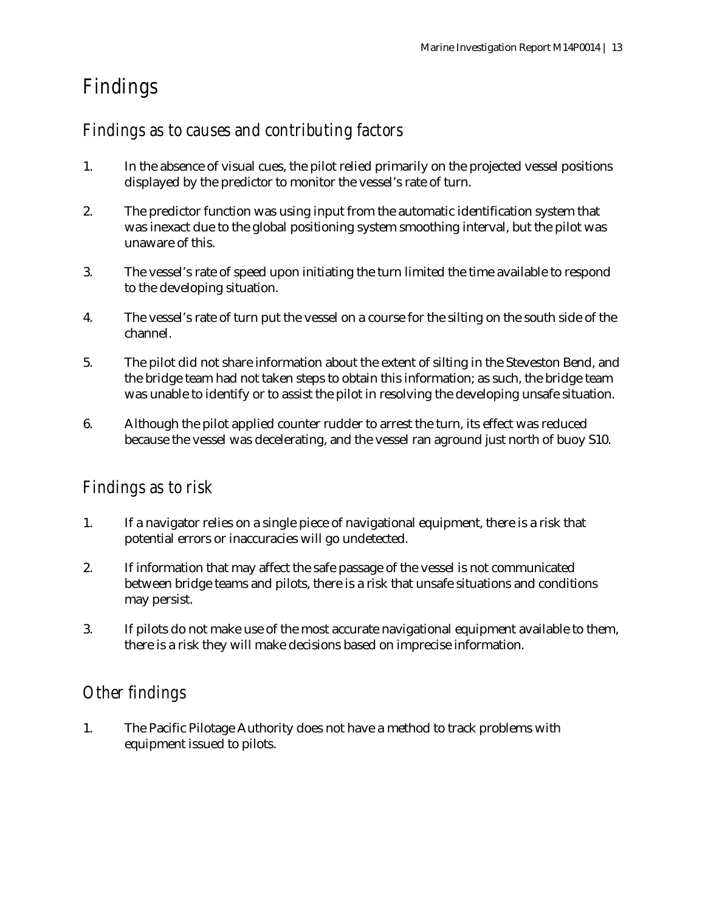# Findings

## Findings as to causes and contributing factors

1. In the absence of visual cues, the pilot relied primarily on the projected vessel positions displayed by the predictor to monitor the vessel's rate of turn.
2. The predictor function was using input from the automatic identification system that was inexact due to the global positioning system smoothing interval, but the pilot was unaware of this.
3. The vessel's rate of speed upon initiating the turn limited the time available to respond to the developing situation.
4. The vessel's rate of turn put the vessel on a course for the silting on the south side of the channel.
5. The pilot did not share information about the extent of silting in the Steveston Bend, and the bridge team had not taken steps to obtain this information; as such, the bridge team was unable to identify or to assist the pilot in resolving the developing unsafe situation.
6. Although the pilot applied counter rudder to arrest the turn, its effect was reduced because the vessel was decelerating, and the vessel ran aground just north of buoy S10.

## Findings as to risk

1. If a navigator relies on a single piece of navigational equipment, there is a risk that potential errors or inaccuracies will go undetected.
2. If information that may affect the safe passage of the vessel is not communicated between bridge teams and pilots, there is a risk that unsafe situations and conditions may persist.
3. If pilots do not make use of the most accurate navigational equipment available to them, there is a risk they will make decisions based on imprecise information.

## Other findings

1. The Pacific Pilotage Authority does not have a method to track problems with equipment issued to pilots.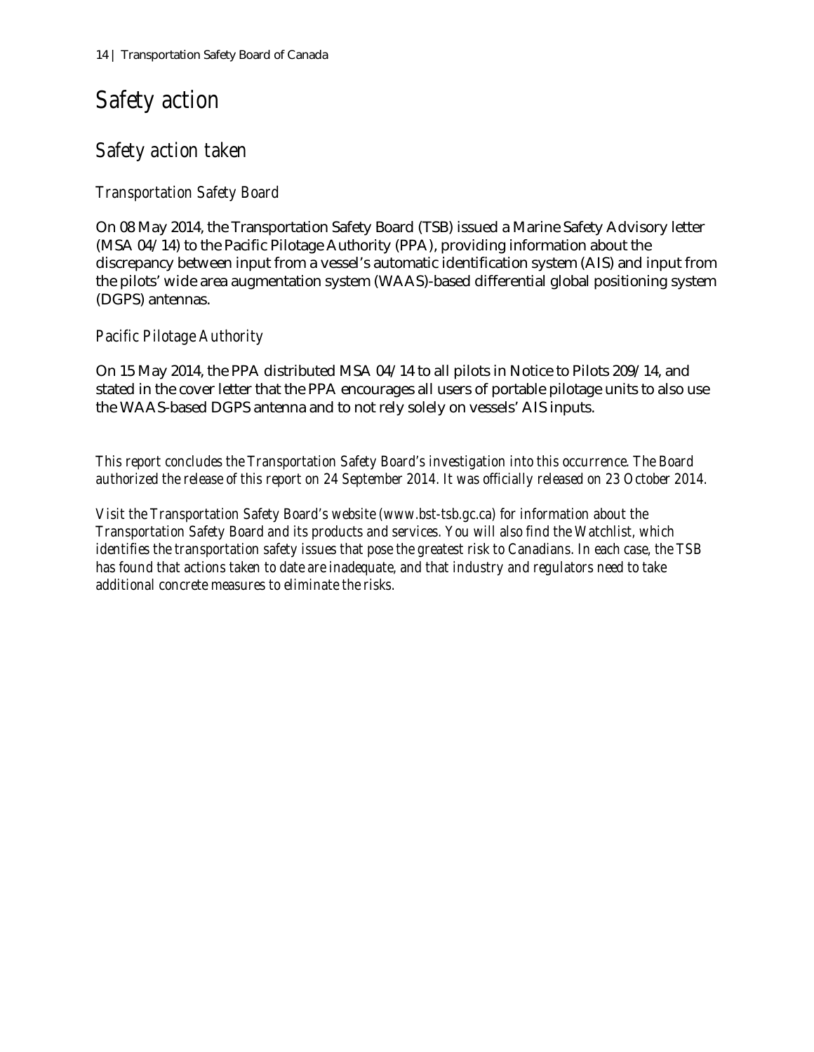# Safety action

## Safety action taken

### Transportation Safety Board

On 08 May 2014, the Transportation Safety Board (TSB) issued a Marine Safety Advisory letter (MSA 04/14) to the Pacific Pilotage Authority (PPA), providing information about the discrepancy between input from a vessel's automatic identification system (AIS) and input from the pilots' wide area augmentation system (WAAS)-based differential global positioning system (DGPS) antennas.

### Pacific Pilotage Authority

On 15 May 2014, the PPA distributed MSA 04/14 to all pilots in Notice to Pilots 209/14, and stated in the cover letter that the PPA encourages all users of portable pilotage units to also use the WAAS-based DGPS antenna and to not rely solely on vessels' AIS inputs.

*This report concludes the Transportation Safety Board's investigation into this occurrence. The Board authorized the release of this report on 24 September 2014. It was officially released on 23 October 2014.*

*Visit the Transportation Safety Board's website (www.bst-tsb.gc.ca) for information about the Transportation Safety Board and its products and services. You will also find the Watchlist, which identifies the transportation safety issues that pose the greatest risk to Canadians. In each case, the TSB has found that actions taken to date are inadequate, and that industry and regulators need to take additional concrete measures to eliminate the risks.*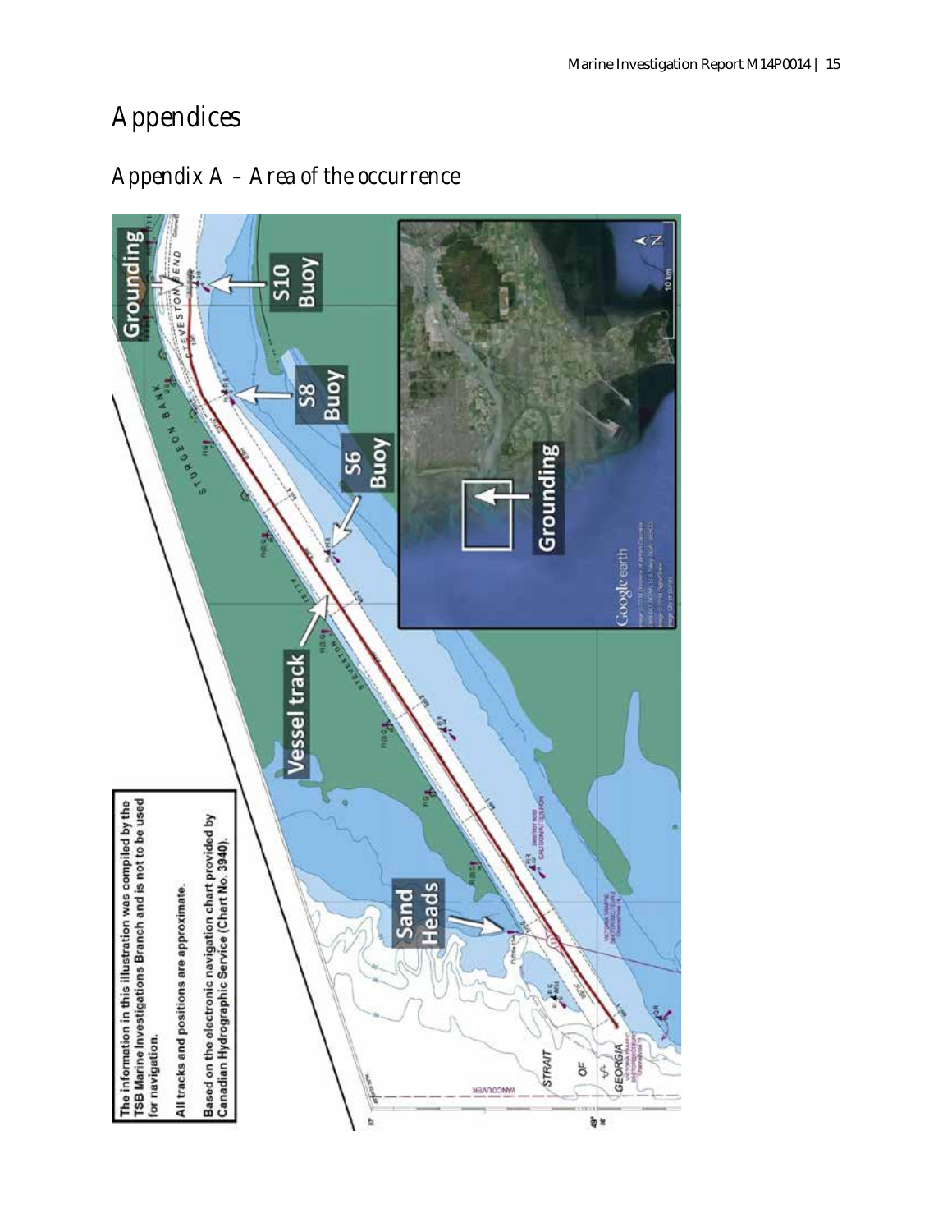# Appendices

## Appendix A – Area of the occurrence

The information in this illustration was compiled by the TSB Marine Investigations Branch and is not to be used for navigation.

All tracks and positions are approximate.

Based on the electronic navigation chart provided by Canadian Hydrographic Service (Chart No. 3940).

Grounding

S10 Buoy

S8 Buoy

S6 Buoy

Vessel track

Sand Heads

Grounding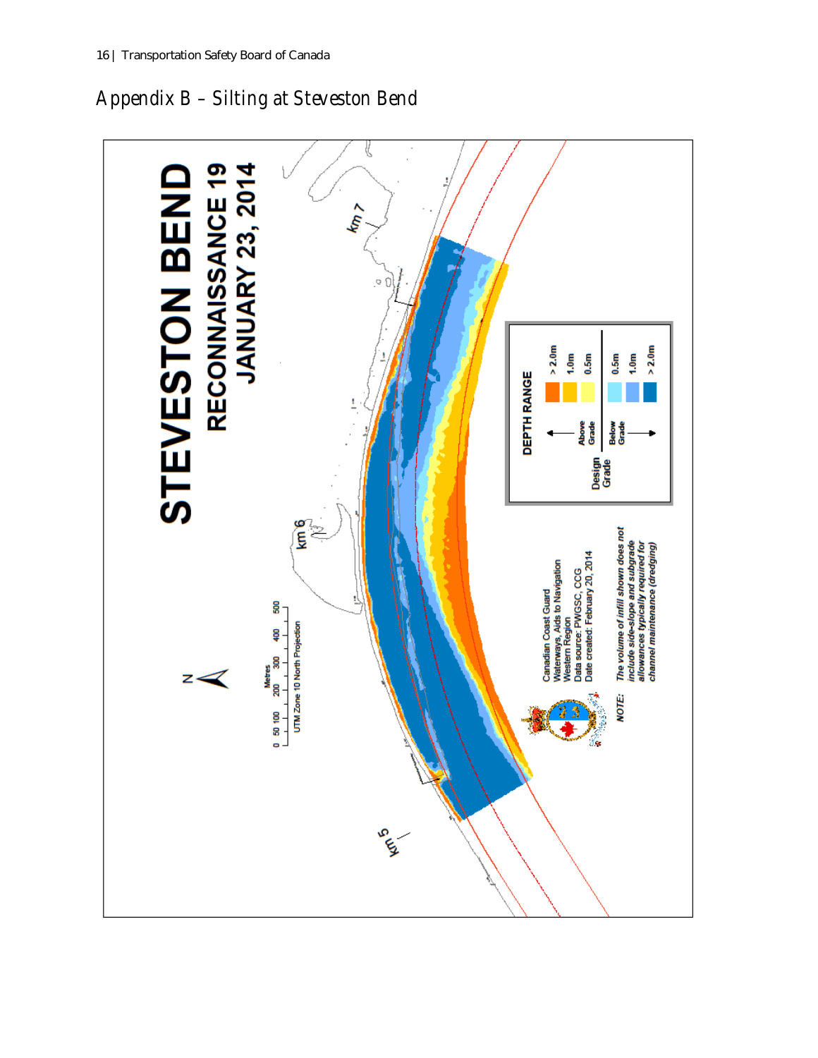# Appendix B – Silting at Steveston Bend

STEVESTON BEND

RECONNAISSANCE 19

JANUARY 23, 2014

N

0 50 100 200 300 400 500

Metres

UTM Zone 10 North Projection

km 5

km 6

km 7

DEPTH RANGE

Design Grade

Above Grade

> 2.0m

1.0m

0.5m

Below Grade

0.5m

1.0m

> 2.0m

Canadian Coast Guard
Waterways, Aids to Navigation
Western Region
Data source: PWGSC, CCG
Date created: February 20, 2014

NOTE: *The volume of infill shown does not include side-slope and subgrade allowances typically required for channel maintenance (dredging)*